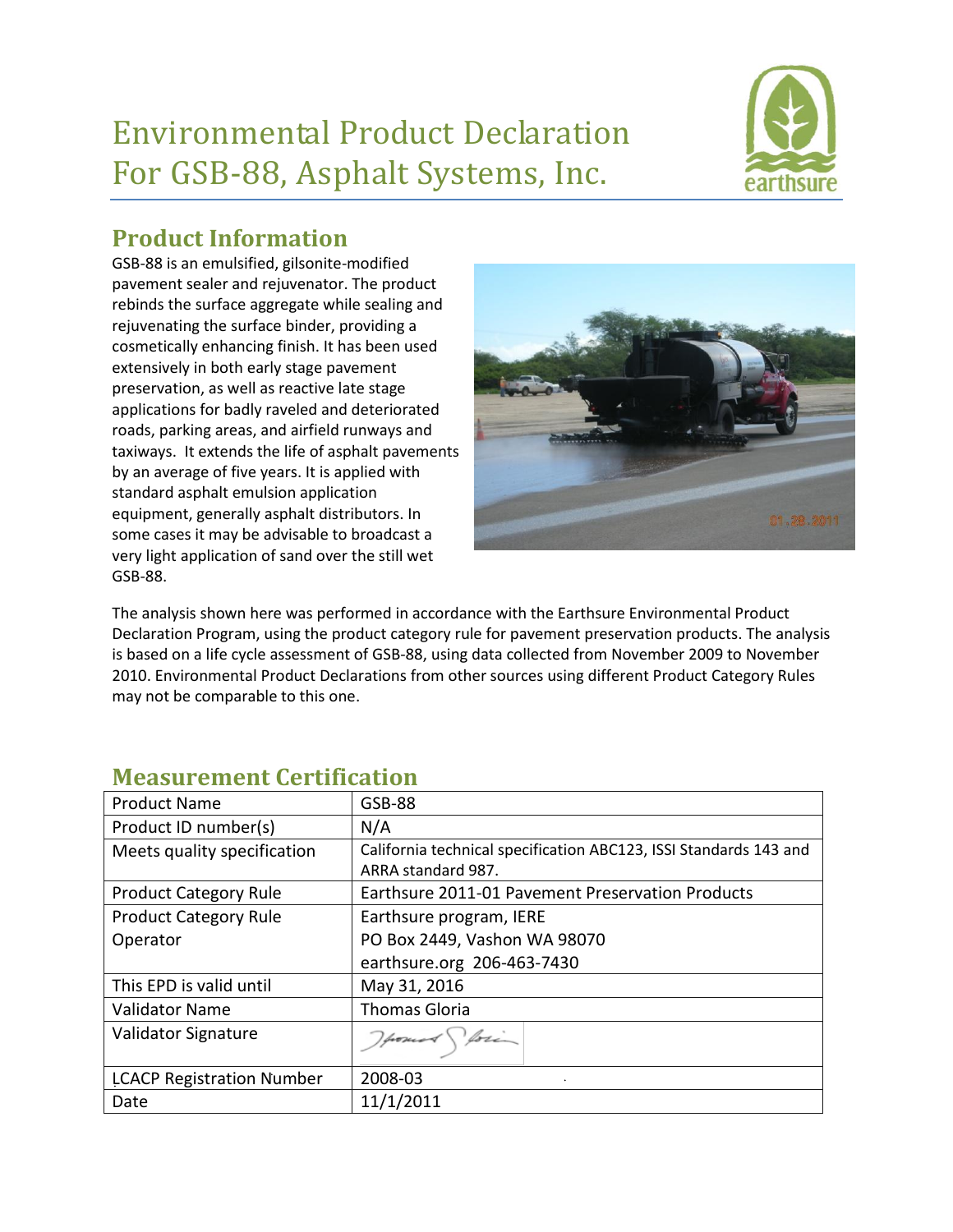# Environmental Product Declaration For GSB-88, Asphalt Systems, Inc.

## Product Information

GSB-88 is an emulsified, gilsonite-modified pavement sealer and rejuvenator. The product rebinds the surface aggregate while sealing and rejuvenating the surface binder, providing a cosmetically enhancing finish. It has been used extensively in both early stage pavement preservation, as well as reactive late stage applications for badly raveled and deteriorated roads, parking areas, and airfield runways and taxiways. It extends the life of asphalt pavements by an average of five years. It is applied with standard asphalt emulsion application equipment, generally asphalt distributors. In some cases it may be advisable to broadcast a very light application of sand over the still wet GSB-88.

The analysis shown here was performed in accordance with the Earthsure Environmental Product Declaration Program, using the product category rule for pavement preservation products. The analysis is based on a life cycle assessment of GSB-88, using data collected from November 2009 to November 2010. Environmental Product Declarations from other sources using different Product Category Rules may not be comparable to this one.

## Measurement Certification

| | |
|---|---|
| Product Name | GSB-88 |
| Product ID number(s) | N/A |
| Meets quality specification | California technical specification ABC123, ISSI Standards 143 and ARRA standard 987. |
| Product Category Rule | Earthsure 2011-01 Pavement Preservation Products |
| Product Category Rule Operator | Earthsure program, IERE<br>PO Box 2449, Vashon WA 98070<br>earthsure.org 206-463-7430 |
| This EPD is valid until | May 31, 2016 |
| Validator Name | Thomas Gloria |
| Validator Signature | |
| LCACP Registration Number | 2008-03 |
| Date | 11/1/2011 |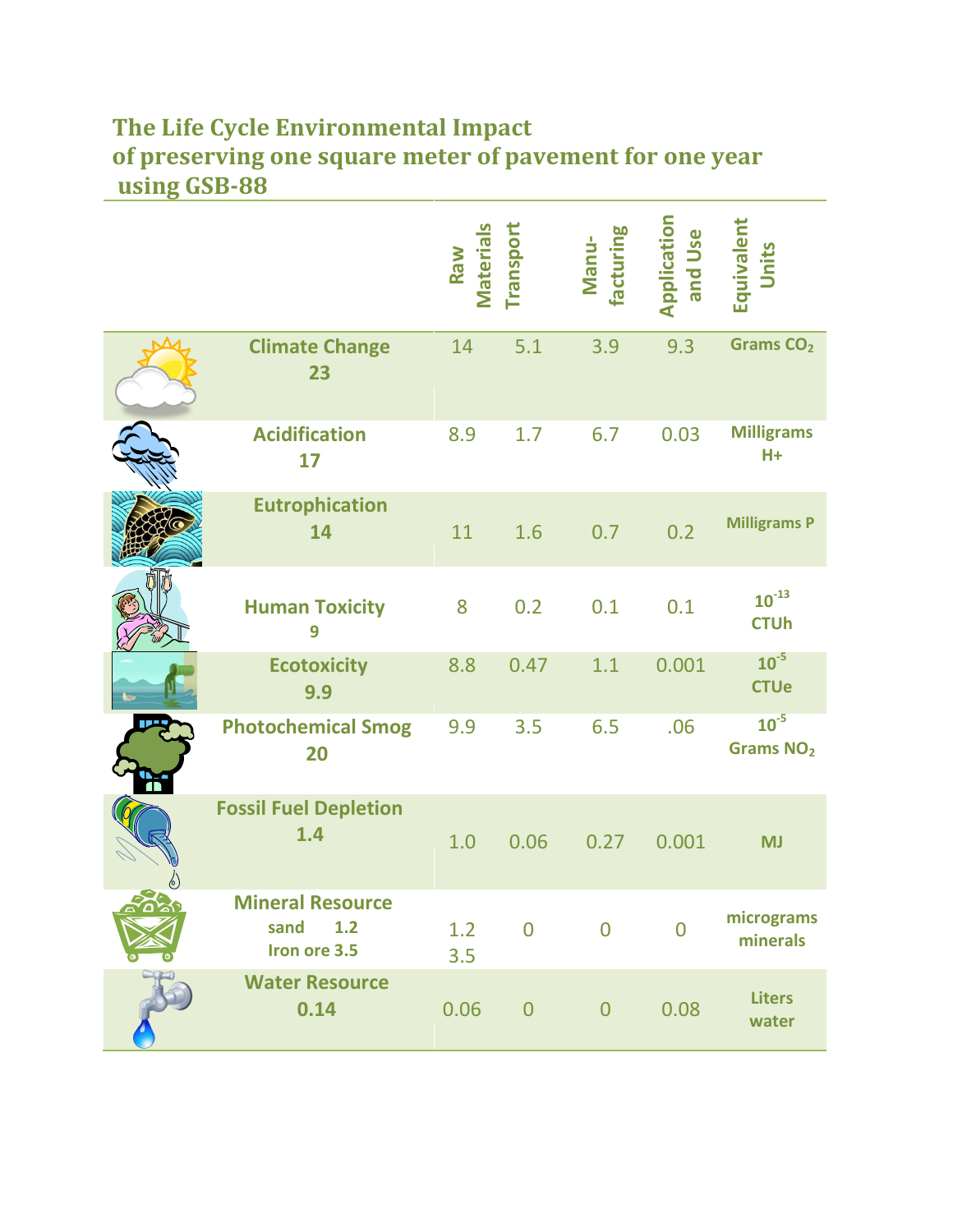# The Life Cycle Environmental Impact of preserving one square meter of pavement for one year using GSB-88

| | Raw Materials | Transport | Manu-facturing | Application and Use | Equivalent Units |
|---|---|---|---|---|---|
| **Climate Change 23** | 14 | 5.1 | 3.9 | 9.3 | Grams $CO_2$ |
| **Acidification 17** | 8.9 | 1.7 | 6.7 | 0.03 | Milligrams H+ |
| **Eutrophication 14** | 11 | 1.6 | 0.7 | 0.2 | Milligrams P |
| **Human Toxicity 9** | 8 | 0.2 | 0.1 | 0.1 | $10^{-13}$ CTUh |
| **Ecotoxicity 9.9** | 8.8 | 0.47 | 1.1 | 0.001 | $10^{-5}$ CTUe |
| **Photochemical Smog 20** | 9.9 | 3.5 | 6.5 | .06 | $10^{-5}$ Grams $NO_2$ |
| **Fossil Fuel Depletion 1.4** | 1.0 | 0.06 | 0.27 | 0.001 | MJ |
| **Mineral Resource** sand 1.2, Iron ore 3.5 | 1.2<br>3.5 | 0 | 0 | 0 | micrograms minerals |
| **Water Resource 0.14** | 0.06 | 0 | 0 | 0.08 | Liters water |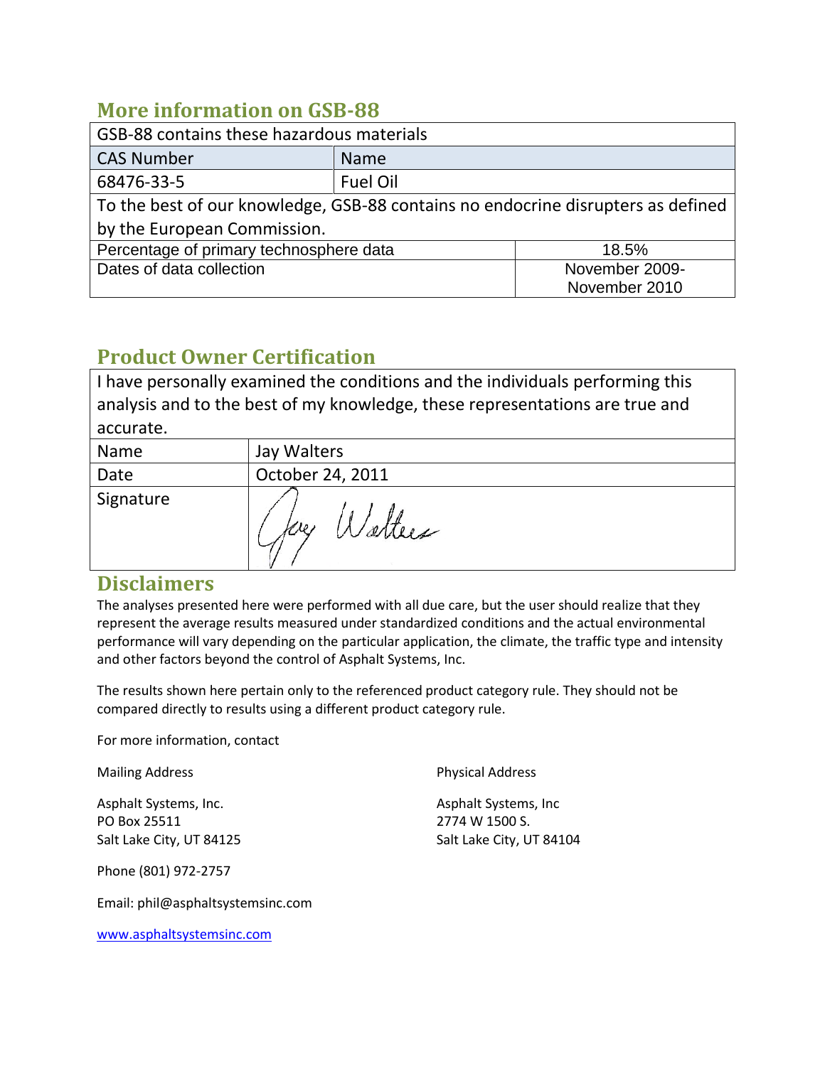## More information on GSB-88

| GSB-88 contains these hazardous materials | |
|---|---|
| CAS Number | Name |
| 68476-33-5 | Fuel Oil |

To the best of our knowledge, GSB-88 contains no endocrine disrupters as defined by the European Commission.

| | |
|---|---|
| Percentage of primary technosphere data | 18.5% |
| Dates of data collection | November 2009-November 2010 |

## Product Owner Certification

I have personally examined the conditions and the individuals performing this analysis and to the best of my knowledge, these representations are true and accurate.

| | |
|---|---|
| Name | Jay Walters |
| Date | October 24, 2011 |
| Signature | Jay Walters |

## Disclaimers

The analyses presented here were performed with all due care, but the user should realize that they represent the average results measured under standardized conditions and the actual environmental performance will vary depending on the particular application, the climate, the traffic type and intensity and other factors beyond the control of Asphalt Systems, Inc.

The results shown here pertain only to the referenced product category rule. They should not be compared directly to results using a different product category rule.

For more information, contact

Mailing Address

Asphalt Systems, Inc.
PO Box 25511
Salt Lake City, UT 84125

Physical Address

Asphalt Systems, Inc
2774 W 1500 S.
Salt Lake City, UT 84104

Phone (801) 972-2757

Email: phil@asphaltsystemsinc.com

[www.asphaltsystemsinc.com](http://www.asphaltsystemsinc.com)